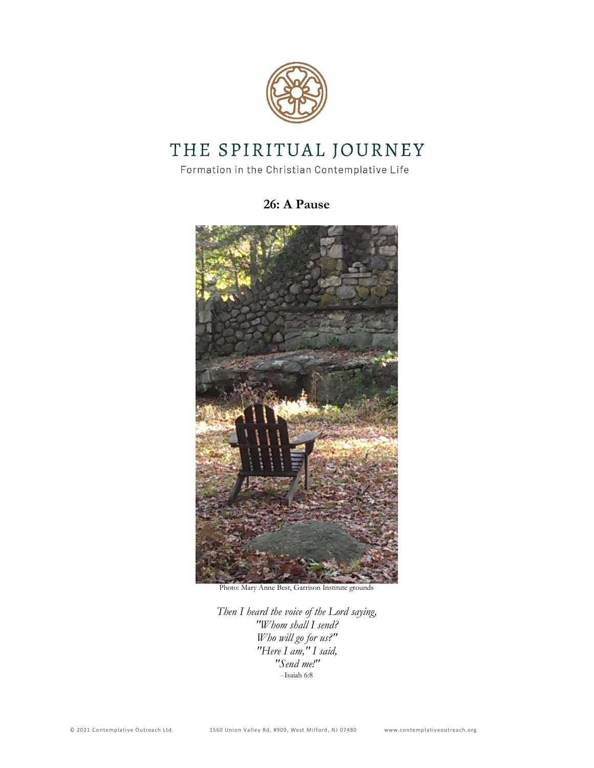# THE SPIRITUAL JOURNEY

Formation in the Christian Contemplative Life

## 26: A Pause

Photo: Mary Anne Best, Garrison Institute grounds

*Then I heard the voice of the Lord saying,*
*"Whom shall I send?*
*Who will go for us?"*
*"Here I am," I said,*
*"Send me!"*
- Isaiah 6:8

© 2021 Contemplative Outreach Ltd. 1560 Union Valley Rd, #909, West Milford, NJ 07480 www.contemplativeoutreach.org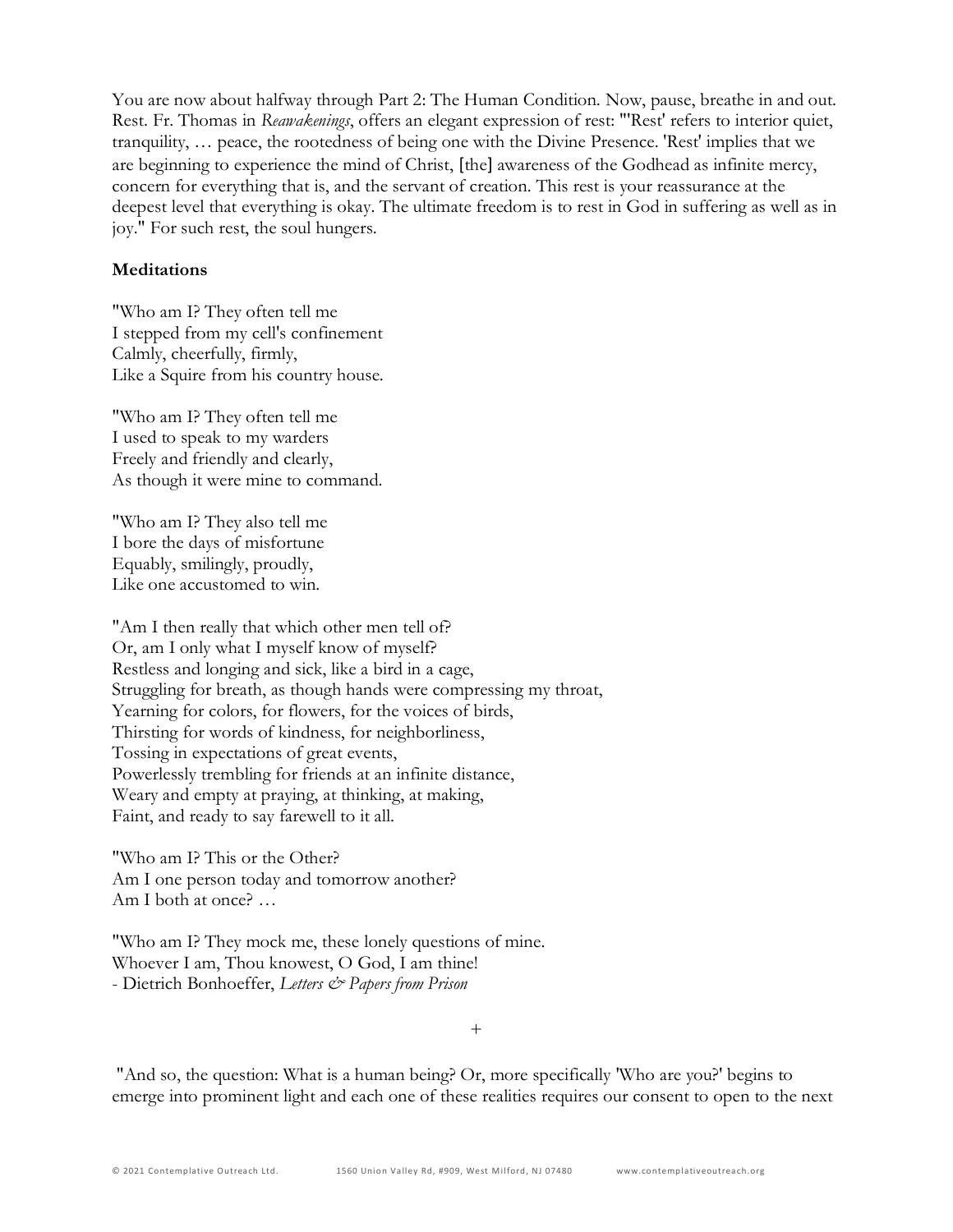You are now about halfway through Part 2: The Human Condition. Now, pause, breathe in and out. Rest. Fr. Thomas in *Reawakenings*, offers an elegant expression of rest: "'Rest' refers to interior quiet, tranquility, … peace, the rootedness of being one with the Divine Presence. 'Rest' implies that we are beginning to experience the mind of Christ, [the] awareness of the Godhead as infinite mercy, concern for everything that is, and the servant of creation. This rest is your reassurance at the deepest level that everything is okay. The ultimate freedom is to rest in God in suffering as well as in joy." For such rest, the soul hungers.

**Meditations**

"Who am I? They often tell me
I stepped from my cell's confinement
Calmly, cheerfully, firmly,
Like a Squire from his country house.

"Who am I? They often tell me
I used to speak to my warders
Freely and friendly and clearly,
As though it were mine to command.

"Who am I? They also tell me
I bore the days of misfortune
Equably, smilingly, proudly,
Like one accustomed to win.

"Am I then really that which other men tell of?
Or, am I only what I myself know of myself?
Restless and longing and sick, like a bird in a cage,
Struggling for breath, as though hands were compressing my throat,
Yearning for colors, for flowers, for the voices of birds,
Thirsting for words of kindness, for neighborliness,
Tossing in expectations of great events,
Powerlessly trembling for friends at an infinite distance,
Weary and empty at praying, at thinking, at making,
Faint, and ready to say farewell to it all.

"Who am I? This or the Other?
Am I one person today and tomorrow another?
Am I both at once? …

"Who am I? They mock me, these lonely questions of mine.
Whoever I am, Thou knowest, O God, I am thine!
- Dietrich Bonhoeffer, *Letters & Papers from Prison*

+

"And so, the question: What is a human being? Or, more specifically 'Who are you?' begins to emerge into prominent light and each one of these realities requires our consent to open to the next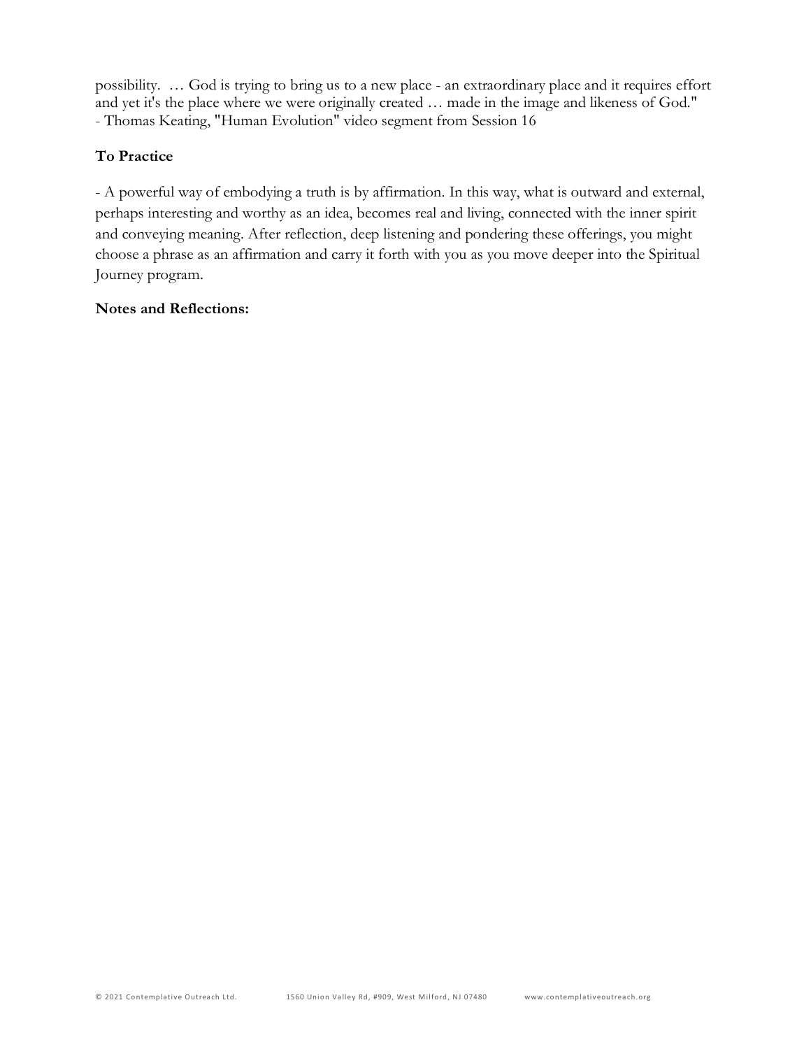possibility. … God is trying to bring us to a new place - an extraordinary place and it requires effort and yet it's the place where we were originally created … made in the image and likeness of God."
- Thomas Keating, "Human Evolution" video segment from Session 16

**To Practice**

- A powerful way of embodying a truth is by affirmation. In this way, what is outward and external, perhaps interesting and worthy as an idea, becomes real and living, connected with the inner spirit and conveying meaning. After reflection, deep listening and pondering these offerings, you might choose a phrase as an affirmation and carry it forth with you as you move deeper into the Spiritual Journey program.

**Notes and Reflections:**